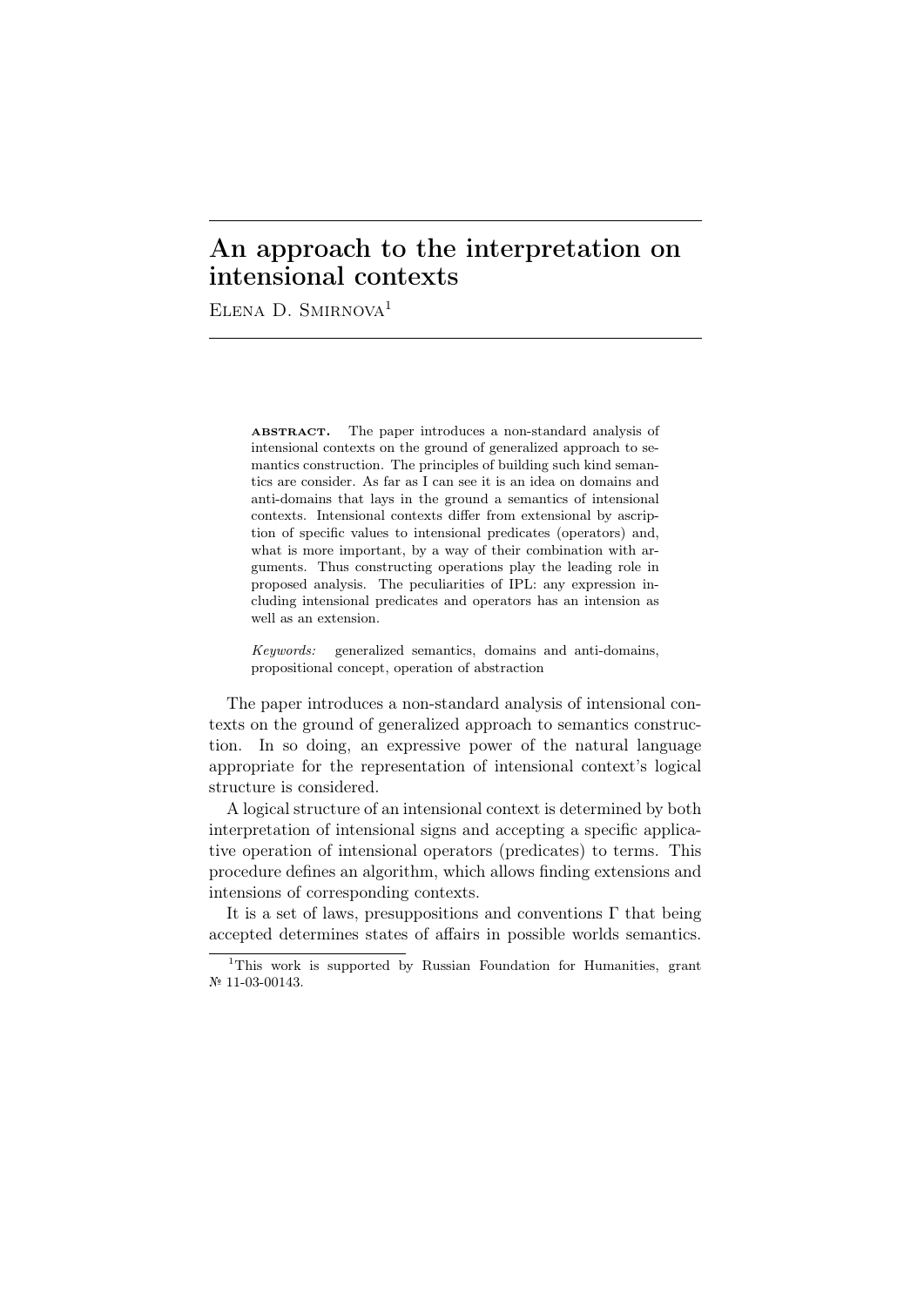# An approach to the interpretation on intensional contexts

Elena D. Smirnova[1]

**abstract.** The paper introduces a non-standard analysis of intensional contexts on the ground of generalized approach to semantics construction. The principles of building such kind semantics are consider. As far as I can see it is an idea on domains and anti-domains that lays in the ground a semantics of intensional contexts. Intensional contexts differ from extensional by ascription of specific values to intensional predicates (operators) and, what is more important, by a way of their combination with arguments. Thus constructing operations play the leading role in proposed analysis. The peculiarities of IPL: any expression including intensional predicates and operators has an intension as well as an extension.

*Keywords:* generalized semantics, domains and anti-domains, propositional concept, operation of abstraction

The paper introduces a non-standard analysis of intensional contexts on the ground of generalized approach to semantics construction. In so doing, an expressive power of the natural language appropriate for the representation of intensional context's logical structure is considered.

A logical structure of an intensional context is determined by both interpretation of intensional signs and accepting a specific applicative operation of intensional operators (predicates) to terms. This procedure defines an algorithm, which allows finding extensions and intensions of corresponding contexts.

It is a set of laws, presuppositions and conventions Γ that being accepted determines states of affairs in possible worlds semantics.

[1] This work is supported by Russian Foundation for Humanities, grant № 11-03-00143.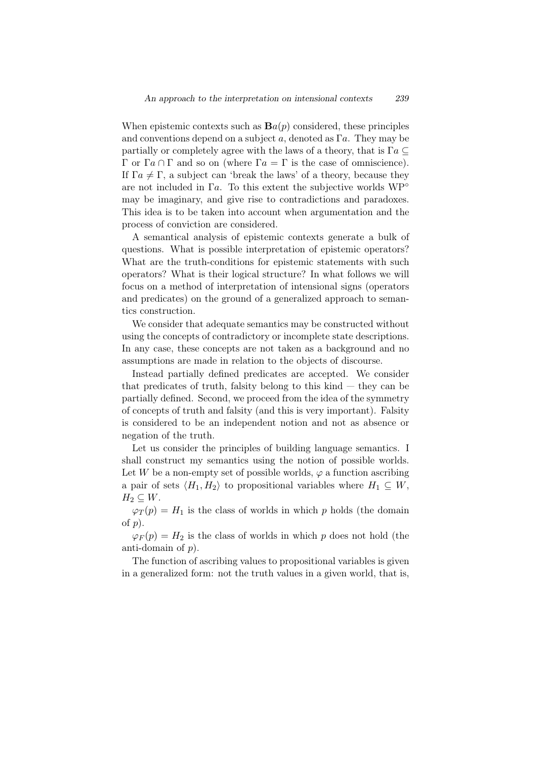When epistemic contexts such as $\mathbf{B}a(p)$ considered, these principles and conventions depend on a subject $a$, denoted as $\Gamma a$. They may be partially or completely agree with the laws of a theory, that is $\Gamma a \subseteq \Gamma$ or $\Gamma a \cap \Gamma$ and so on (where $\Gamma a = \Gamma$ is the case of omniscience). If $\Gamma a \neq \Gamma$, a subject can 'break the laws' of a theory, because they are not included in $\Gamma a$. To this extent the subjective worlds $\mathrm{WP}^{\circ}$ may be imaginary, and give rise to contradictions and paradoxes. This idea is to be taken into account when argumentation and the process of conviction are considered.

A semantical analysis of epistemic contexts generate a bulk of questions. What is possible interpretation of epistemic operators? What are the truth-conditions for epistemic statements with such operators? What is their logical structure? In what follows we will focus on a method of interpretation of intensional signs (operators and predicates) on the ground of a generalized approach to semantics construction.

We consider that adequate semantics may be constructed without using the concepts of contradictory or incomplete state descriptions. In any case, these concepts are not taken as a background and no assumptions are made in relation to the objects of discourse.

Instead partially defined predicates are accepted. We consider that predicates of truth, falsity belong to this kind — they can be partially defined. Second, we proceed from the idea of the symmetry of concepts of truth and falsity (and this is very important). Falsity is considered to be an independent notion and not as absence or negation of the truth.

Let us consider the principles of building language semantics. I shall construct my semantics using the notion of possible worlds. Let $W$ be a non-empty set of possible worlds, $\varphi$ a function ascribing a pair of sets $\langle H_1, H_2 \rangle$ to propositional variables where $H_1 \subseteq W$, $H_2 \subseteq W$.

$\varphi_T(p) = H_1$ is the class of worlds in which $p$ holds (the domain of $p$).

$\varphi_F(p) = H_2$ is the class of worlds in which $p$ does not hold (the anti-domain of $p$).

The function of ascribing values to propositional variables is given in a generalized form: not the truth values in a given world, that is,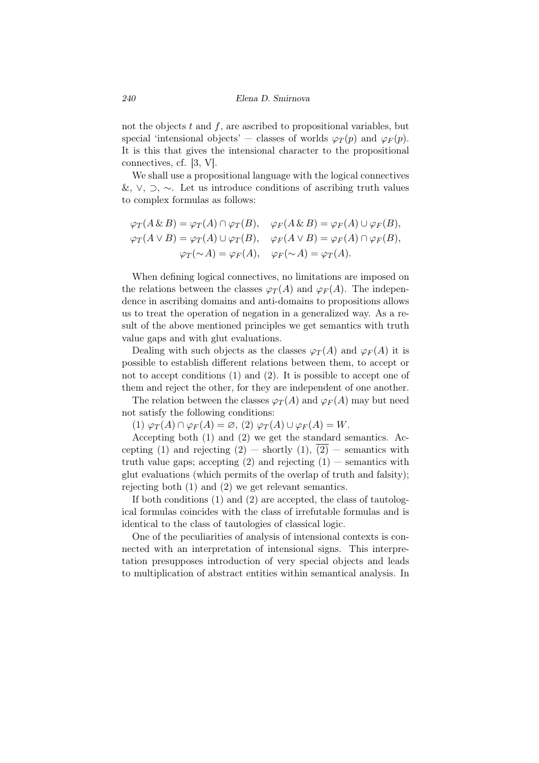not the objects $t$ and $f$, are ascribed to propositional variables, but special 'intensional objects' — classes of worlds $\varphi_T(p)$ and $\varphi_F(p)$. It is this that gives the intensional character to the propositional connectives, cf. [3, V].

We shall use a propositional language with the logical connectives $\&$, $\vee$, $\supset$, $\sim$. Let us introduce conditions of ascribing truth values to complex formulas as follows:

$$\varphi_T(A \,\&\, B) = \varphi_T(A) \cap \varphi_T(B), \quad \varphi_F(A \,\&\, B) = \varphi_F(A) \cup \varphi_F(B),$$
$$\varphi_T(A \vee B) = \varphi_T(A) \cup \varphi_T(B), \quad \varphi_F(A \vee B) = \varphi_F(A) \cap \varphi_F(B),$$
$$\varphi_T(\sim A) = \varphi_F(A), \quad \varphi_F(\sim A) = \varphi_T(A).$$

When defining logical connectives, no limitations are imposed on the relations between the classes $\varphi_T(A)$ and $\varphi_F(A)$. The independence in ascribing domains and anti-domains to propositions allows us to treat the operation of negation in a generalized way. As a result of the above mentioned principles we get semantics with truth value gaps and with glut evaluations.

Dealing with such objects as the classes $\varphi_T(A)$ and $\varphi_F(A)$ it is possible to establish different relations between them, to accept or not to accept conditions (1) and (2). It is possible to accept one of them and reject the other, for they are independent of one another.

The relation between the classes $\varphi_T(A)$ and $\varphi_F(A)$ may but need not satisfy the following conditions:

(1) $\varphi_T(A) \cap \varphi_F(A) = \varnothing$, (2) $\varphi_T(A) \cup \varphi_F(A) = W$.

Accepting both (1) and (2) we get the standard semantics. Accepting (1) and rejecting (2) — shortly (1), $\overline{(2)}$ — semantics with truth value gaps; accepting (2) and rejecting (1) — semantics with glut evaluations (which permits of the overlap of truth and falsity); rejecting both (1) and (2) we get relevant semantics.

If both conditions (1) and (2) are accepted, the class of tautological formulas coincides with the class of irrefutable formulas and is identical to the class of tautologies of classical logic.

One of the peculiarities of analysis of intensional contexts is connected with an interpretation of intensional signs. This interpretation presupposes introduction of very special objects and leads to multiplication of abstract entities within semantical analysis. In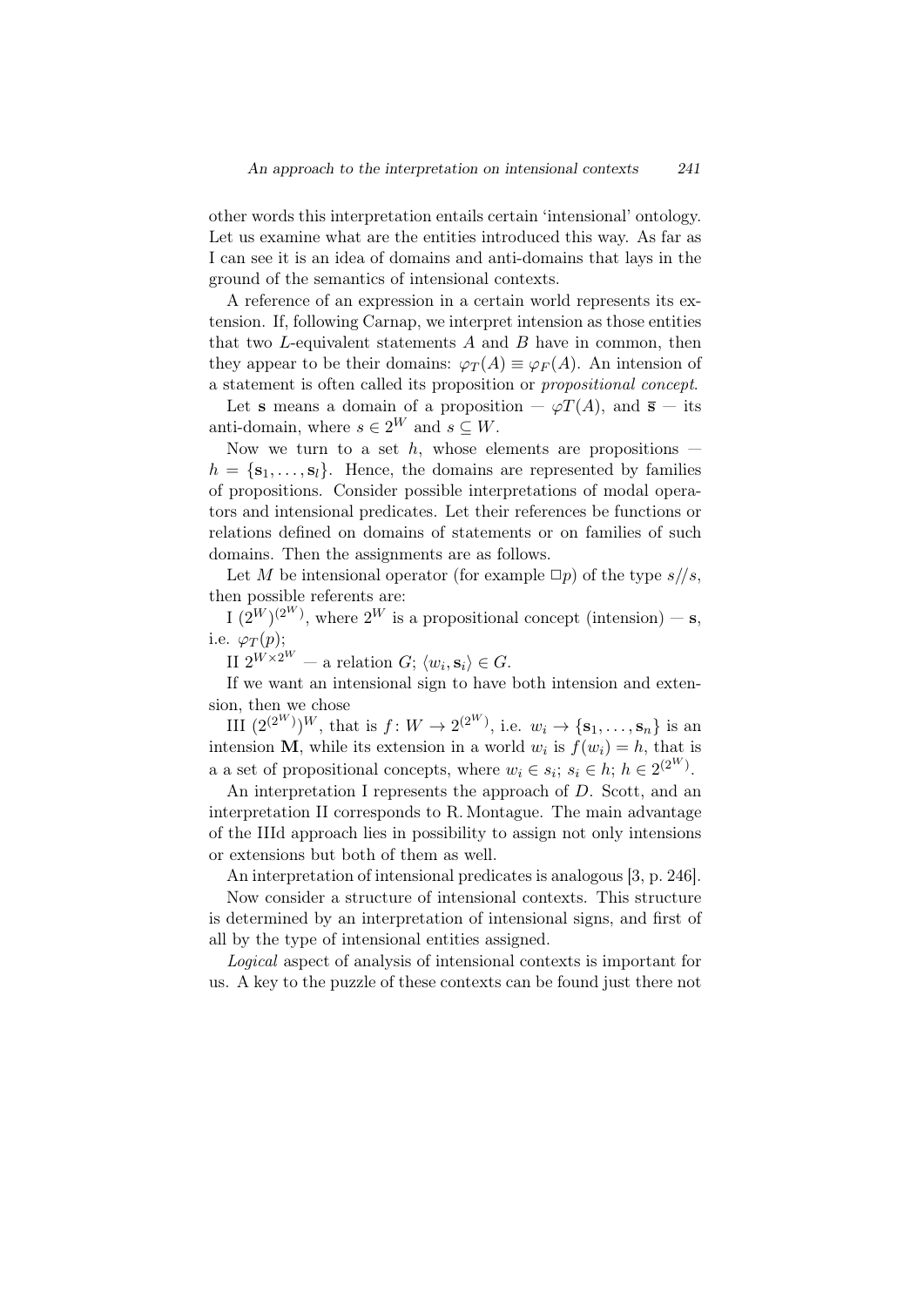other words this interpretation entails certain 'intensional' ontology. Let us examine what are the entities introduced this way. As far as I can see it is an idea of domains and anti-domains that lays in the ground of the semantics of intensional contexts.

A reference of an expression in a certain world represents its extension. If, following Carnap, we interpret intension as those entities that two $L$-equivalent statements $A$ and $B$ have in common, then they appear to be their domains: $\varphi_T(A) \equiv \varphi_F(A)$. An intension of a statement is often called its proposition or *propositional concept*.

Let $\mathbf{s}$ means a domain of a proposition — $\varphi T(A)$, and $\overline{\mathbf{s}}$ — its anti-domain, where $s \in 2^W$ and $s \subseteq W$.

Now we turn to a set $h$, whose elements are propositions — $h = \{\mathbf{s}_1, \ldots, \mathbf{s}_l\}$. Hence, the domains are represented by families of propositions. Consider possible interpretations of modal operators and intensional predicates. Let their references be functions or relations defined on domains of statements or on families of such domains. Then the assignments are as follows.

Let $M$ be intensional operator (for example $\Box p$) of the type $s//s$, then possible referents are:

I $(2^W)^{(2^W)}$, where $2^W$ is a propositional concept (intension) — $\mathbf{s}$, i.e. $\varphi_T(p)$;

II $2^{W \times 2^W}$ — a relation $G$; $\langle w_i, \mathbf{s}_i \rangle \in G$.

If we want an intensional sign to have both intension and extension, then we chose

III $(2^{(2^W)})^W$, that is $f \colon W \to 2^{(2^W)}$, i.e. $w_i \to \{\mathbf{s}_1, \ldots, \mathbf{s}_n\}$ is an intension $\mathbf{M}$, while its extension in a world $w_i$ is $f(w_i) = h$, that is a a set of propositional concepts, where $w_i \in s_i$; $s_i \in h$; $h \in 2^{(2^W)}$.

An interpretation I represents the approach of $D$. Scott, and an interpretation II corresponds to R. Montague. The main advantage of the IIId approach lies in possibility to assign not only intensions or extensions but both of them as well.

An interpretation of intensional predicates is analogous [3, p. 246].

Now consider a structure of intensional contexts. This structure is determined by an interpretation of intensional signs, and first of all by the type of intensional entities assigned.

*Logical* aspect of analysis of intensional contexts is important for us. A key to the puzzle of these contexts can be found just there not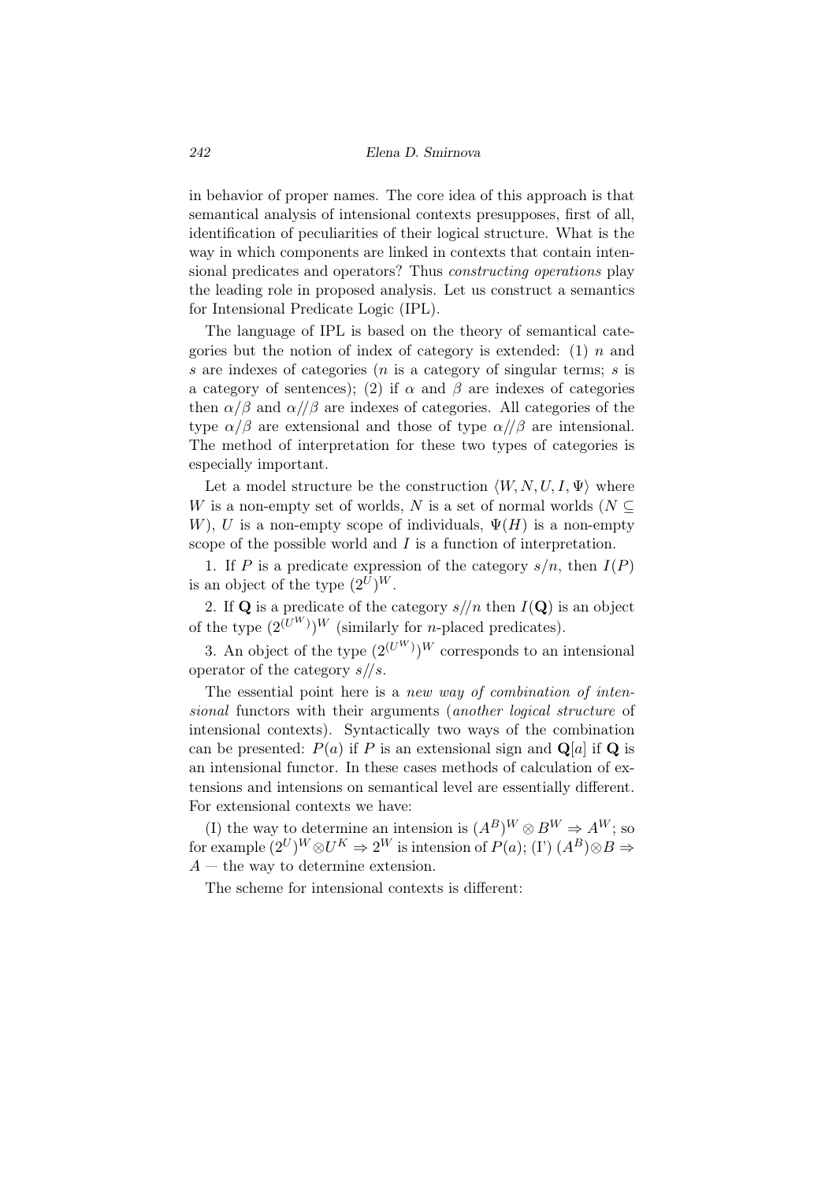in behavior of proper names. The core idea of this approach is that semantical analysis of intensional contexts presupposes, first of all, identification of peculiarities of their logical structure. What is the way in which components are linked in contexts that contain intensional predicates and operators? Thus *constructing operations* play the leading role in proposed analysis. Let us construct a semantics for Intensional Predicate Logic (IPL).

The language of IPL is based on the theory of semantical categories but the notion of index of category is extended: (1) $n$ and $s$ are indexes of categories ($n$ is a category of singular terms; $s$ is a category of sentences); (2) if $\alpha$ and $\beta$ are indexes of categories then $\alpha/\beta$ and $\alpha//\beta$ are indexes of categories. All categories of the type $\alpha/\beta$ are extensional and those of type $\alpha//\beta$ are intensional. The method of interpretation for these two types of categories is especially important.

Let a model structure be the construction $\langle W, N, U, I, \Psi \rangle$ where $W$ is a non-empty set of worlds, $N$ is a set of normal worlds ($N \subseteq W$), $U$ is a non-empty scope of individuals, $\Psi(H)$ is a non-empty scope of the possible world and $I$ is a function of interpretation.

1. If $P$ is a predicate expression of the category $s/n$, then $I(P)$ is an object of the type $(2^U)^W$.

2. If $\mathbf{Q}$ is a predicate of the category $s//n$ then $I(\mathbf{Q})$ is an object of the type $(2^{(U^W)})^W$ (similarly for $n$-placed predicates).

3. An object of the type $(2^{(U^W)})^W$ corresponds to an intensional operator of the category $s//s$.

The essential point here is a *new way of combination of intensional* functors with their arguments (*another logical structure* of intensional contexts). Syntactically two ways of the combination can be presented: $P(a)$ if $P$ is an extensional sign and $\mathbf{Q}[a]$ if $\mathbf{Q}$ is an intensional functor. In these cases methods of calculation of extensions and intensions on semantical level are essentially different. For extensional contexts we have:

(I) the way to determine an intension is $(A^B)^W \otimes B^W \Rightarrow A^W$; so for example $(2^U)^W \otimes U^K \Rightarrow 2^W$ is intension of $P(a)$; (I') $(A^B) \otimes B \Rightarrow A$ — the way to determine extension.

The scheme for intensional contexts is different: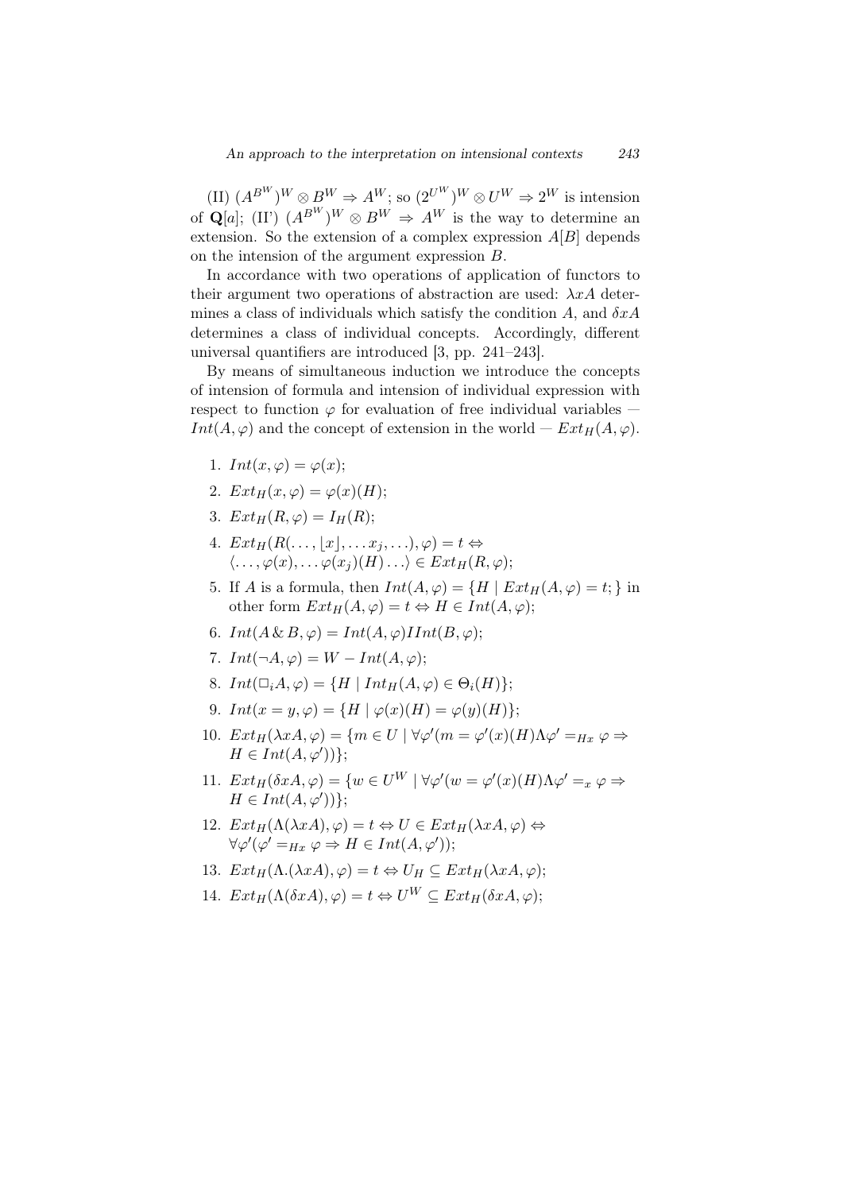(II) $(A^{B^W})^W \otimes B^W \Rightarrow A^W$; so $(2^{U^W})^W \otimes U^W \Rightarrow 2^W$ is intension of $\mathbf{Q}[a]$; (II') $(A^{B^W})^W \otimes B^W \Rightarrow A^W$ is the way to determine an extension. So the extension of a complex expression $A[B]$ depends on the intension of the argument expression $B$.

In accordance with two operations of application of functors to their argument two operations of abstraction are used: $\lambda xA$ determines a class of individuals which satisfy the condition $A$, and $\delta xA$ determines a class of individual concepts. Accordingly, different universal quantifiers are introduced [3, pp. 241–243].

By means of simultaneous induction we introduce the concepts of intension of formula and intension of individual expression with respect to function $\varphi$ for evaluation of free individual variables — $Int(A, \varphi)$ and the concept of extension in the world — $Ext_H(A, \varphi)$.

1. $Int(x, \varphi) = \varphi(x)$;
2. $Ext_H(x, \varphi) = \varphi(x)(H)$;
3. $Ext_H(R, \varphi) = I_H(R)$;
4. $Ext_H(R(\ldots, \lfloor x \rfloor, \ldots x_j, \ldots), \varphi) = t \Leftrightarrow \langle \ldots, \varphi(x), \ldots \varphi(x_j)(H) \ldots \rangle \in Ext_H(R, \varphi)$;
5. If $A$ is a formula, then $Int(A, \varphi) = \{H \mid Ext_H(A, \varphi) = t; \}$ in other form $Ext_H(A, \varphi) = t \Leftrightarrow H \in Int(A, \varphi)$;
6. $Int(A \,\&\, B, \varphi) = Int(A, \varphi) I Int(B, \varphi)$;
7. $Int(\neg A, \varphi) = W - Int(A, \varphi)$;
8. $Int(\Box_i A, \varphi) = \{H \mid Int_H(A, \varphi) \in \Theta_i(H)\}$;
9. $Int(x = y, \varphi) = \{H \mid \varphi(x)(H) = \varphi(y)(H)\}$;
10. $Ext_H(\lambda xA, \varphi) = \{m \in U \mid \forall \varphi'(m = \varphi'(x)(H) \Lambda \varphi' =_{Hx} \varphi \Rightarrow H \in Int(A, \varphi'))\}$;
11. $Ext_H(\delta xA, \varphi) = \{w \in U^W \mid \forall \varphi'(w = \varphi'(x)(H) \Lambda \varphi' =_x \varphi \Rightarrow H \in Int(A, \varphi'))\}$;
12. $Ext_H(\Lambda(\lambda xA), \varphi) = t \Leftrightarrow U \in Ext_H(\lambda xA, \varphi) \Leftrightarrow \forall \varphi'(\varphi' =_{Hx} \varphi \Rightarrow H \in Int(A, \varphi'))$;
13. $Ext_H(\Lambda.(\lambda xA), \varphi) = t \Leftrightarrow U_H \subseteq Ext_H(\lambda xA, \varphi)$;
14. $Ext_H(\Lambda(\delta xA), \varphi) = t \Leftrightarrow U^W \subseteq Ext_H(\delta xA, \varphi)$;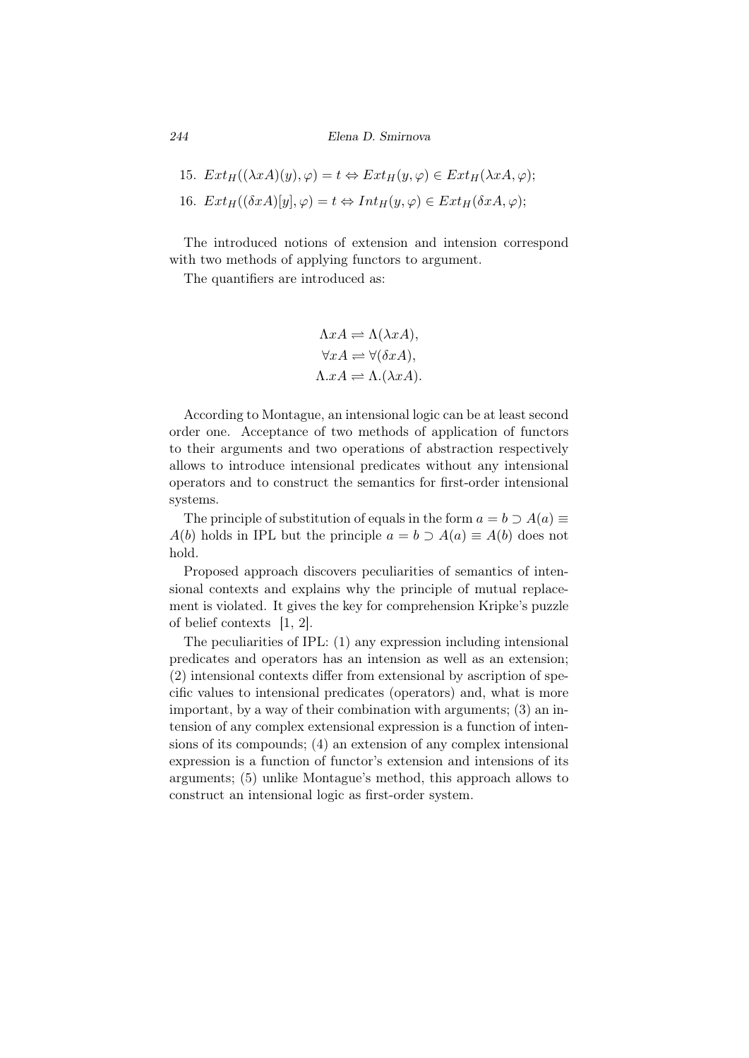15. $Ext_H((\lambda x A)(y), \varphi) = t \Leftrightarrow Ext_H(y, \varphi) \in Ext_H(\lambda x A, \varphi)$;

16. $Ext_H((\delta x A)[y], \varphi) = t \Leftrightarrow Int_H(y, \varphi) \in Ext_H(\delta x A, \varphi)$;

The introduced notions of extension and intension correspond with two methods of applying functors to argument.

The quantifiers are introduced as:

$$\Lambda x A \rightleftharpoons \Lambda(\lambda x A),$$
$$\forall x A \rightleftharpoons \forall(\delta x A),$$
$$\Lambda.x A \rightleftharpoons \Lambda.(\lambda x A).$$

According to Montague, an intensional logic can be at least second order one. Acceptance of two methods of application of functors to their arguments and two operations of abstraction respectively allows to introduce intensional predicates without any intensional operators and to construct the semantics for first-order intensional systems.

The principle of substitution of equals in the form $a = b \supset A(a) \equiv A(b)$ holds in IPL but the principle $a = b \supset A(a) \equiv A(b)$ does not hold.

Proposed approach discovers peculiarities of semantics of intensional contexts and explains why the principle of mutual replacement is violated. It gives the key for comprehension Kripke's puzzle of belief contexts [1, 2].

The peculiarities of IPL: (1) any expression including intensional predicates and operators has an intension as well as an extension; (2) intensional contexts differ from extensional by ascription of specific values to intensional predicates (operators) and, what is more important, by a way of their combination with arguments; (3) an intension of any complex extensional expression is a function of intensions of its compounds; (4) an extension of any complex intensional expression is a function of functor's extension and intensions of its arguments; (5) unlike Montague's method, this approach allows to construct an intensional logic as first-order system.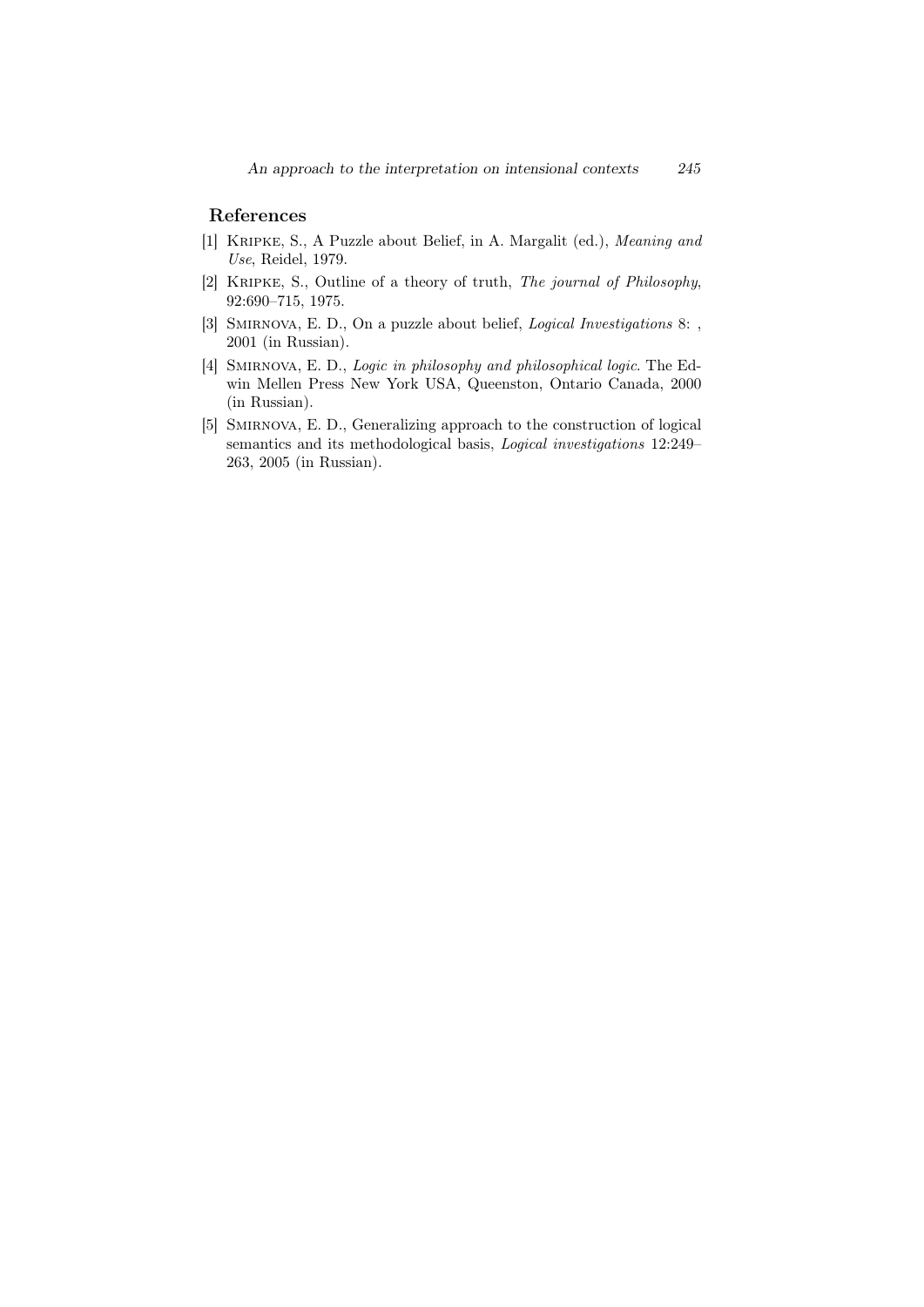## References

[1] Kripke, S., A Puzzle about Belief, in A. Margalit (ed.), *Meaning and Use*, Reidel, 1979.

[2] Kripke, S., Outline of a theory of truth, *The journal of Philosophy*, 92:690–715, 1975.

[3] Smirnova, E. D., On a puzzle about belief, *Logical Investigations* 8: , 2001 (in Russian).

[4] Smirnova, E. D., *Logic in philosophy and philosophical logic*. The Edwin Mellen Press New York USA, Queenston, Ontario Canada, 2000 (in Russian).

[5] Smirnova, E. D., Generalizing approach to the construction of logical semantics and its methodological basis, *Logical investigations* 12:249–263, 2005 (in Russian).